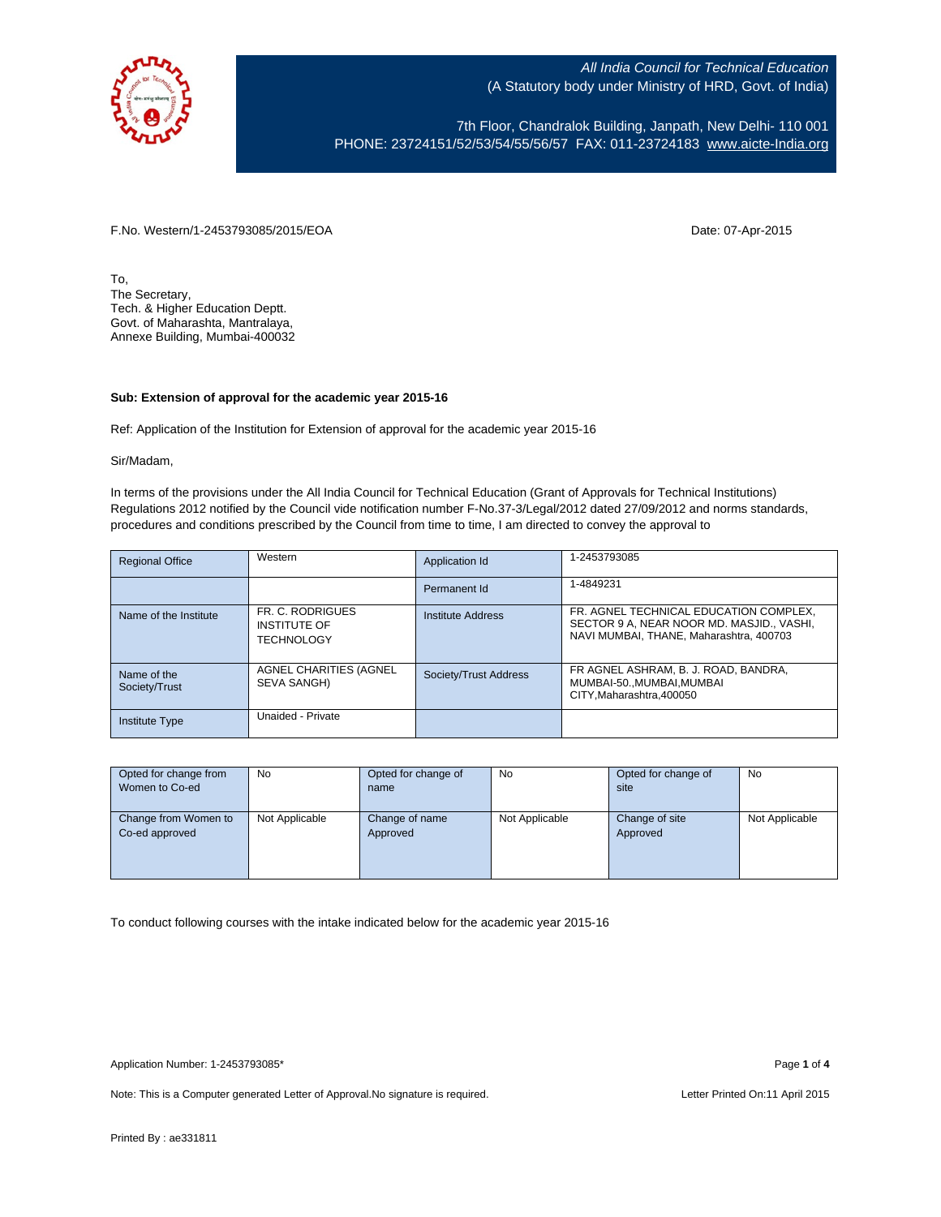All India Council for Technical Education
(A Statutory body under Ministry of HRD, Govt. of India)

7th Floor, Chandralok Building, Janpath, New Delhi- 110 001
PHONE: 23724151/52/53/54/55/56/57 FAX: 011-23724183 www.aicte-India.org

F.No. Western/1-2453793085/2015/EOA

Date: 07-Apr-2015

To,
The Secretary,
Tech. & Higher Education Deptt.
Govt. of Maharashta, Mantralaya,
Annexe Building, Mumbai-400032

**Sub: Extension of approval for the academic year 2015-16**

Ref: Application of the Institution for Extension of approval for the academic year 2015-16

Sir/Madam,

In terms of the provisions under the All India Council for Technical Education (Grant of Approvals for Technical Institutions) Regulations 2012 notified by the Council vide notification number F-No.37-3/Legal/2012 dated 27/09/2012 and norms standards, procedures and conditions prescribed by the Council from time to time, I am directed to convey the approval to

| Regional Office | Western | Application Id | 1-2453793085 |
|---|---|---|---|
| | | Permanent Id | 1-4849231 |
| Name of the Institute | FR. C. RODRIGUES INSTITUTE OF TECHNOLOGY | Institute Address | FR. AGNEL TECHNICAL EDUCATION COMPLEX, SECTOR 9 A, NEAR NOOR MD. MASJID., VASHI, NAVI MUMBAI, THANE, Maharashtra, 400703 |
| Name of the Society/Trust | AGNEL CHARITIES (AGNEL SEVA SANGH) | Society/Trust Address | FR AGNEL ASHRAM, B. J. ROAD, BANDRA, MUMBAI-50.,MUMBAI,MUMBAI CITY,Maharashtra,400050 |
| Institute Type | Unaided - Private | | |

| Opted for change from Women to Co-ed | No | Opted for change of name | No | Opted for change of site | No |
|---|---|---|---|---|---|
| Change from Women to Co-ed approved | Not Applicable | Change of name Approved | Not Applicable | Change of site Approved | Not Applicable |

To conduct following courses with the intake indicated below for the academic year 2015-16

Application Number: 1-2453793085*

Note: This is a Computer generated Letter of Approval.No signature is required.

Letter Printed On:11 April 2015

Printed By : ae331811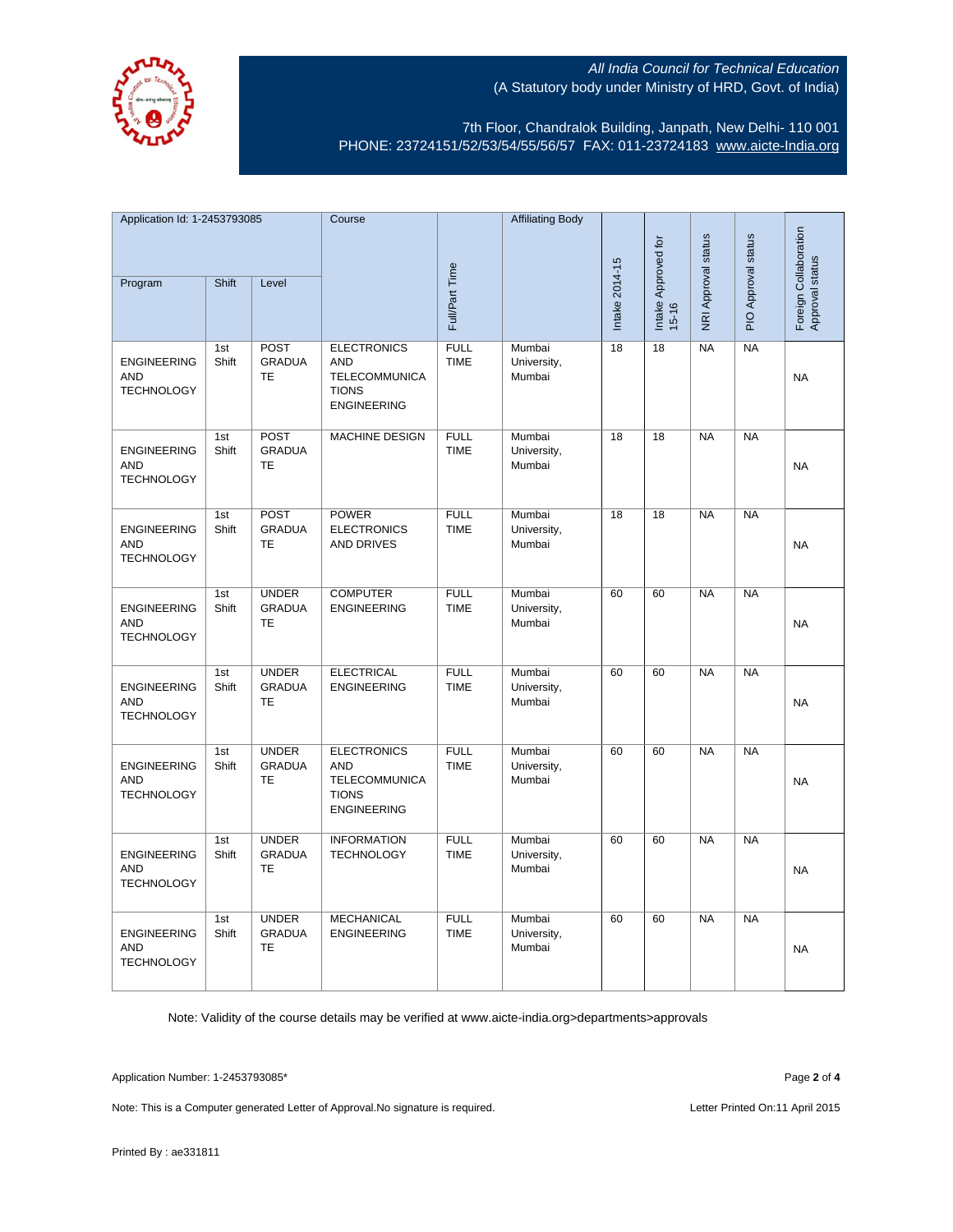All India Council for Technical Education
(A Statutory body under Ministry of HRD, Govt. of India)

7th Floor, Chandralok Building, Janpath, New Delhi- 110 001
PHONE: 23724151/52/53/54/55/56/57 FAX: 011-23724183 www.aicte-India.org

| Application Id: 1-2453793085 | | | Course | Full/Part Time | Affiliating Body | Intake 2014-15 | Intake Approved for 15-16 | NRI Approval status | PIO Approval status | Foreign Collaboration Approval status |
|---|---|---|---|---|---|---|---|---|---|---|
| Program | Shift | Level | | | | | | | | |
| ENGINEERING AND TECHNOLOGY | 1st Shift | POST GRADUATE | ELECTRONICS AND TELECOMMUNICATIONS ENGINEERING | FULL TIME | Mumbai University, Mumbai | 18 | 18 | NA | NA | NA |
| ENGINEERING AND TECHNOLOGY | 1st Shift | POST GRADUATE | MACHINE DESIGN | FULL TIME | Mumbai University, Mumbai | 18 | 18 | NA | NA | NA |
| ENGINEERING AND TECHNOLOGY | 1st Shift | POST GRADUATE | POWER ELECTRONICS AND DRIVES | FULL TIME | Mumbai University, Mumbai | 18 | 18 | NA | NA | NA |
| ENGINEERING AND TECHNOLOGY | 1st Shift | UNDER GRADUATE | COMPUTER ENGINEERING | FULL TIME | Mumbai University, Mumbai | 60 | 60 | NA | NA | NA |
| ENGINEERING AND TECHNOLOGY | 1st Shift | UNDER GRADUATE | ELECTRICAL ENGINEERING | FULL TIME | Mumbai University, Mumbai | 60 | 60 | NA | NA | NA |
| ENGINEERING AND TECHNOLOGY | 1st Shift | UNDER GRADUATE | ELECTRONICS AND TELECOMMUNICATIONS ENGINEERING | FULL TIME | Mumbai University, Mumbai | 60 | 60 | NA | NA | NA |
| ENGINEERING AND TECHNOLOGY | 1st Shift | UNDER GRADUATE | INFORMATION TECHNOLOGY | FULL TIME | Mumbai University, Mumbai | 60 | 60 | NA | NA | NA |
| ENGINEERING AND TECHNOLOGY | 1st Shift | UNDER GRADUATE | MECHANICAL ENGINEERING | FULL TIME | Mumbai University, Mumbai | 60 | 60 | NA | NA | NA |

Note: Validity of the course details may be verified at www.aicte-india.org>departments>approvals

Application Number: 1-2453793085*

Note: This is a Computer generated Letter of Approval.No signature is required.

Letter Printed On:11 April 2015

Printed By : ae331811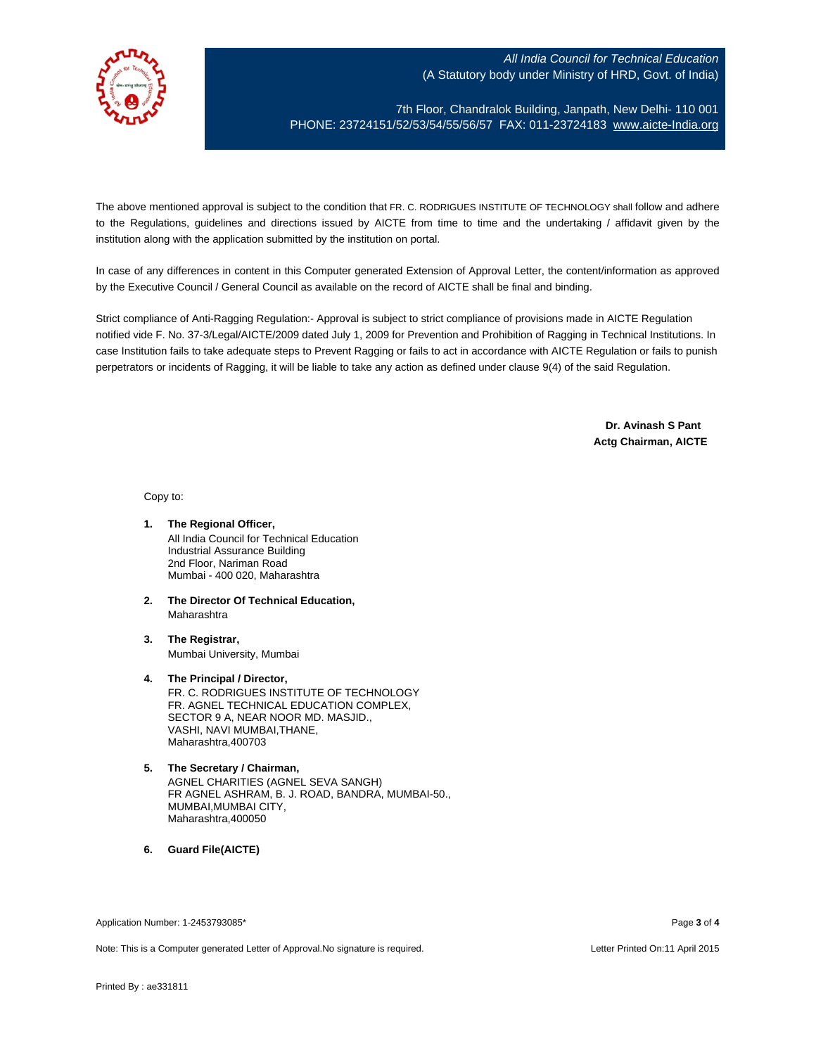All India Council for Technical Education
(A Statutory body under Ministry of HRD, Govt. of India)

7th Floor, Chandralok Building, Janpath, New Delhi- 110 001
PHONE: 23724151/52/53/54/55/56/57 FAX: 011-23724183 www.aicte-India.org

The above mentioned approval is subject to the condition that FR. C. RODRIGUES INSTITUTE OF TECHNOLOGY shall follow and adhere to the Regulations, guidelines and directions issued by AICTE from time to time and the undertaking / affidavit given by the institution along with the application submitted by the institution on portal.

In case of any differences in content in this Computer generated Extension of Approval Letter, the content/information as approved by the Executive Council / General Council as available on the record of AICTE shall be final and binding.

Strict compliance of Anti-Ragging Regulation:- Approval is subject to strict compliance of provisions made in AICTE Regulation notified vide F. No. 37-3/Legal/AICTE/2009 dated July 1, 2009 for Prevention and Prohibition of Ragging in Technical Institutions. In case Institution fails to take adequate steps to Prevent Ragging or fails to act in accordance with AICTE Regulation or fails to punish perpetrators or incidents of Ragging, it will be liable to take any action as defined under clause 9(4) of the said Regulation.

**Dr. Avinash S Pant**
**Actg Chairman, AICTE**

Copy to:

1. **The Regional Officer,**
   All India Council for Technical Education
   Industrial Assurance Building
   2nd Floor, Nariman Road
   Mumbai - 400 020, Maharashtra

2. **The Director Of Technical Education,**
   Maharashtra

3. **The Registrar,**
   Mumbai University, Mumbai

4. **The Principal / Director,**
   FR. C. RODRIGUES INSTITUTE OF TECHNOLOGY
   FR. AGNEL TECHNICAL EDUCATION COMPLEX,
   SECTOR 9 A, NEAR NOOR MD. MASJID.,
   VASHI, NAVI MUMBAI,THANE,
   Maharashtra,400703

5. **The Secretary / Chairman,**
   AGNEL CHARITIES (AGNEL SEVA SANGH)
   FR AGNEL ASHRAM, B. J. ROAD, BANDRA, MUMBAI-50.,
   MUMBAI,MUMBAI CITY,
   Maharashtra,400050

6. **Guard File(AICTE)**

Application Number: 1-2453793085*

Note: This is a Computer generated Letter of Approval.No signature is required.

Letter Printed On:11 April 2015

Printed By : ae331811